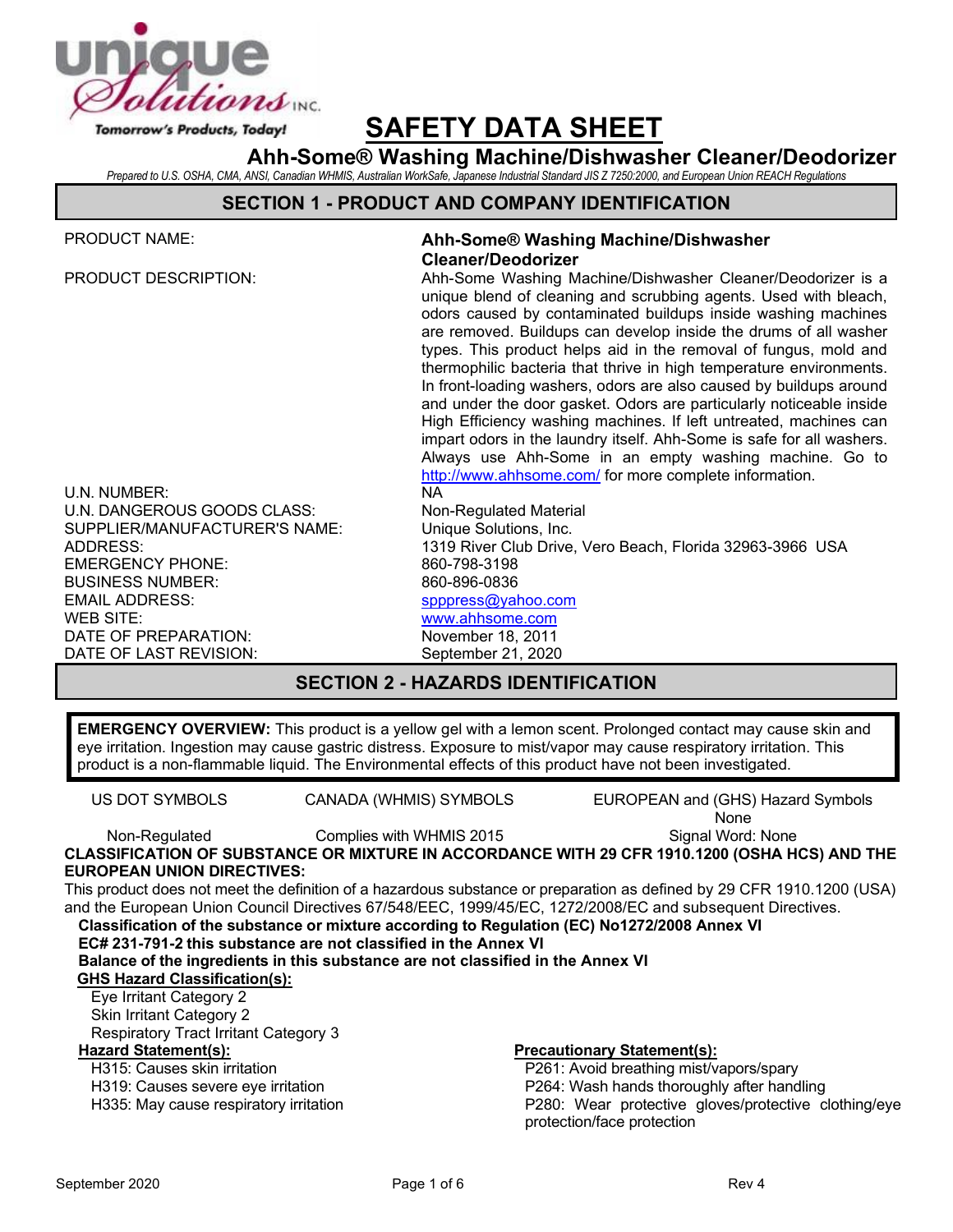Tomorrow's Products, Today!

# SAFETY DATA SHEET

## Ahh-Some® Washing Machine/Dishwasher Cleaner/Deodorizer

*Prepared to U.S. OSHA, CMA, ANSI, Canadian WHMIS, Australian WorkSafe, Japanese Industrial Standard JIS Z 7250:2000, and European Union REACH Regulations*

## SECTION 1 - PRODUCT AND COMPANY IDENTIFICATION

| | |
|---|---|
| PRODUCT NAME: | **Ahh-Some® Washing Machine/Dishwasher Cleaner/Deodorizer** |
| PRODUCT DESCRIPTION: | Ahh-Some Washing Machine/Dishwasher Cleaner/Deodorizer is a unique blend of cleaning and scrubbing agents. Used with bleach, odors caused by contaminated buildups inside washing machines are removed. Buildups can develop inside the drums of all washer types. This product helps aid in the removal of fungus, mold and thermophilic bacteria that thrive in high temperature environments. In front-loading washers, odors are also caused by buildups around and under the door gasket. Odors are particularly noticeable inside High Efficiency washing machines. If left untreated, machines can impart odors in the laundry itself. Ahh-Some is safe for all washers. Always use Ahh-Some in an empty washing machine. Go to http://www.ahhsome.com/ for more complete information. |
| U.N. NUMBER: | NA |
| U.N. DANGEROUS GOODS CLASS: | Non-Regulated Material |
| SUPPLIER/MANUFACTURER'S NAME: | Unique Solutions, Inc. |
| ADDRESS: | 1319 River Club Drive, Vero Beach, Florida 32963-3966 USA |
| EMERGENCY PHONE: | 860-798-3198 |
| BUSINESS NUMBER: | 860-896-0836 |
| EMAIL ADDRESS: | spppress@yahoo.com |
| WEB SITE: | www.ahhsome.com |
| DATE OF PREPARATION: | November 18, 2011 |
| DATE OF LAST REVISION: | September 21, 2020 |

## SECTION 2 - HAZARDS IDENTIFICATION

**EMERGENCY OVERVIEW:** This product is a yellow gel with a lemon scent. Prolonged contact may cause skin and eye irritation. Ingestion may cause gastric distress. Exposure to mist/vapor may cause respiratory irritation. This product is a non-flammable liquid. The Environmental effects of this product have not been investigated.

| US DOT SYMBOLS | CANADA (WHMIS) SYMBOLS | EUROPEAN and (GHS) Hazard Symbols |
|---|---|---|
| | | None |
| Non-Regulated | Complies with WHMIS 2015 | Signal Word: None |

**CLASSIFICATION OF SUBSTANCE OR MIXTURE IN ACCORDANCE WITH 29 CFR 1910.1200 (OSHA HCS) AND THE EUROPEAN UNION DIRECTIVES:**

This product does not meet the definition of a hazardous substance or preparation as defined by 29 CFR 1910.1200 (USA) and the European Union Council Directives 67/548/EEC, 1999/45/EC, 1272/2008/EC and subsequent Directives.

**Classification of the substance or mixture according to Regulation (EC) No1272/2008 Annex VI**

**EC# 231-791-2 this substance are not classified in the Annex VI**

**Balance of the ingredients in this substance are not classified in the Annex VI**

**GHS Hazard Classification(s):**

- Eye Irritant Category 2
- Skin Irritant Category 2
- Respiratory Tract Irritant Category 3

**Hazard Statement(s):**

- H315: Causes skin irritation
- H319: Causes severe eye irritation
- H335: May cause respiratory irritation

**Precautionary Statement(s):**

- P261: Avoid breathing mist/vapors/spary
- P264: Wash hands thoroughly after handling
- P280: Wear protective gloves/protective clothing/eye protection/face protection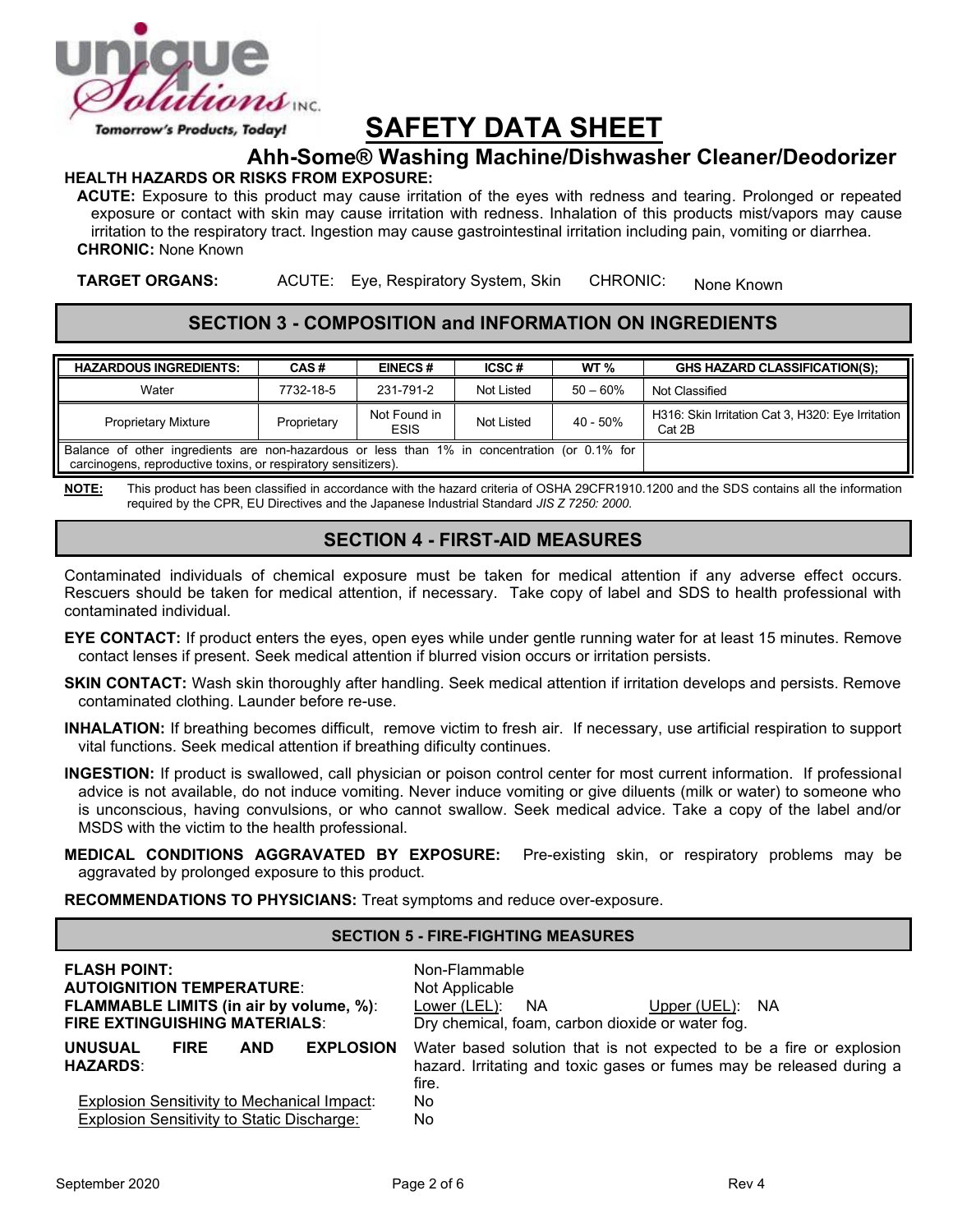# SAFETY DATA SHEET

## Ahh-Some® Washing Machine/Dishwasher Cleaner/Deodorizer

**HEALTH HAZARDS OR RISKS FROM EXPOSURE:**

**ACUTE:** Exposure to this product may cause irritation of the eyes with redness and tearing. Prolonged or repeated exposure or contact with skin may cause irritation with redness. Inhalation of this products mist/vapors may cause irritation to the respiratory tract. Ingestion may cause gastrointestinal irritation including pain, vomiting or diarrhea.

**CHRONIC:** None Known

**TARGET ORGANS:** ACUTE: Eye, Respiratory System, Skin CHRONIC: None Known

## SECTION 3 - COMPOSITION and INFORMATION ON INGREDIENTS

| HAZARDOUS INGREDIENTS: | CAS # | EINECS # | ICSC # | WT % | GHS HAZARD CLASSIFICATION(S); |
|---|---|---|---|---|---|
| Water | 7732-18-5 | 231-791-2 | Not Listed | 50 – 60% | Not Classified |
| Proprietary Mixture | Proprietary | Not Found in ESIS | Not Listed | 40 - 50% | H316: Skin Irritation Cat 3, H320: Eye Irritation Cat 2B |
| Balance of other ingredients are non-hazardous or less than 1% in concentration (or 0.1% for carcinogens, reproductive toxins, or respiratory sensitizers). | | | | | |

**NOTE:** This product has been classified in accordance with the hazard criteria of OSHA 29CFR1910.1200 and the SDS contains all the information required by the CPR, EU Directives and the Japanese Industrial Standard *JIS Z 7250: 2000*.

## SECTION 4 - FIRST-AID MEASURES

Contaminated individuals of chemical exposure must be taken for medical attention if any adverse effect occurs. Rescuers should be taken for medical attention, if necessary. Take copy of label and SDS to health professional with contaminated individual.

**EYE CONTACT:** If product enters the eyes, open eyes while under gentle running water for at least 15 minutes. Remove contact lenses if present. Seek medical attention if blurred vision occurs or irritation persists.

**SKIN CONTACT:** Wash skin thoroughly after handling. Seek medical attention if irritation develops and persists. Remove contaminated clothing. Launder before re-use.

**INHALATION:** If breathing becomes difficult, remove victim to fresh air. If necessary, use artificial respiration to support vital functions. Seek medical attention if breathing dificulty continues.

**INGESTION:** If product is swallowed, call physician or poison control center for most current information. If professional advice is not available, do not induce vomiting. Never induce vomiting or give diluents (milk or water) to someone who is unconscious, having convulsions, or who cannot swallow. Seek medical advice. Take a copy of the label and/or MSDS with the victim to the health professional.

**MEDICAL CONDITIONS AGGRAVATED BY EXPOSURE:** Pre-existing skin, or respiratory problems may be aggravated by prolonged exposure to this product.

**RECOMMENDATIONS TO PHYSICIANS:** Treat symptoms and reduce over-exposure.

## SECTION 5 - FIRE-FIGHTING MEASURES

**FLASH POINT:** Non-Flammable

**AUTOIGNITION TEMPERATURE:** Not Applicable

**FLAMMABLE LIMITS (in air by volume, %):** Lower (LEL): NA Upper (UEL): NA

**FIRE EXTINGUISHING MATERIALS:** Dry chemical, foam, carbon dioxide or water fog.

**UNUSUAL FIRE AND EXPLOSION HAZARDS:** Water based solution that is not expected to be a fire or explosion hazard. Irritating and toxic gases or fumes may be released during a fire.

Explosion Sensitivity to Mechanical Impact: No

Explosion Sensitivity to Static Discharge: No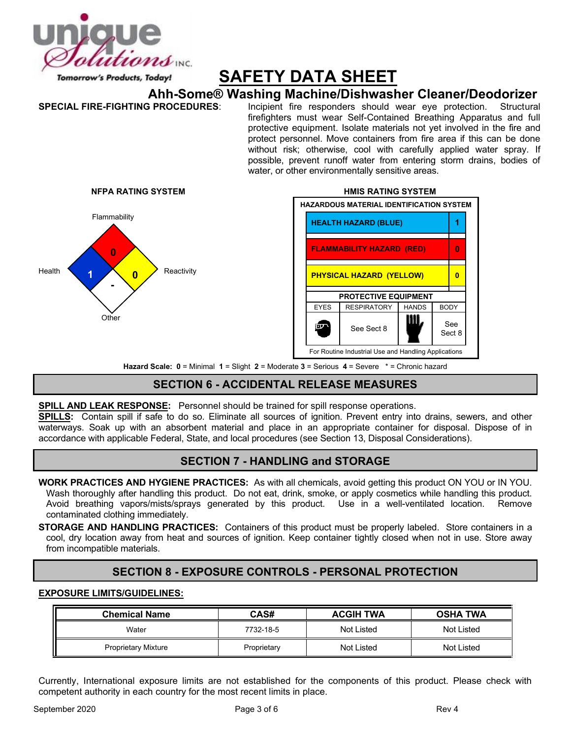**SPECIAL FIRE-FIGHTING PROCEDURES**: Incipient fire responders should wear eye protection. Structural firefighters must wear Self-Contained Breathing Apparatus and full protective equipment. Isolate materials not yet involved in the fire and protect personnel. Move containers from fire area if this can be done without risk; otherwise, cool with carefully applied water spray. If possible, prevent runoff water from entering storm drains, bodies of water, or other environmentally sensitive areas.

**NFPA RATING SYSTEM**

Flammability: 0
Health: 1
Reactivity: 0
Other: -

**HMIS RATING SYSTEM**

| HAZARDOUS MATERIAL IDENTIFICATION SYSTEM | |
|---|---|
| HEALTH HAZARD (BLUE) | 1 |
| FLAMMABILITY HAZARD (RED) | 0 |
| PHYSICAL HAZARD (YELLOW) | 0 |

| PROTECTIVE EQUIPMENT | | | |
|---|---|---|---|
| EYES | RESPIRATORY | HANDS | BODY |
| | See Sect 8 | | See Sect 8 |

For Routine Industrial Use and Handling Applications

**Hazard Scale: 0** = Minimal **1** = Slight **2** = Moderate **3** = Serious **4** = Severe * = Chronic hazard

## SECTION 6 - ACCIDENTAL RELEASE MEASURES

**SPILL AND LEAK RESPONSE:** Personnel should be trained for spill response operations.

**SPILLS:** Contain spill if safe to do so. Eliminate all sources of ignition. Prevent entry into drains, sewers, and other waterways. Soak up with an absorbent material and place in an appropriate container for disposal. Dispose of in accordance with applicable Federal, State, and local procedures (see Section 13, Disposal Considerations).

## SECTION 7 - HANDLING and STORAGE

**WORK PRACTICES AND HYGIENE PRACTICES:** As with all chemicals, avoid getting this product ON YOU or IN YOU. Wash thoroughly after handling this product. Do not eat, drink, smoke, or apply cosmetics while handling this product. Avoid breathing vapors/mists/sprays generated by this product. Use in a well-ventilated location. Remove contaminated clothing immediately.

**STORAGE AND HANDLING PRACTICES:** Containers of this product must be properly labeled. Store containers in a cool, dry location away from heat and sources of ignition. Keep container tightly closed when not in use. Store away from incompatible materials.

## SECTION 8 - EXPOSURE CONTROLS - PERSONAL PROTECTION

**EXPOSURE LIMITS/GUIDELINES:**

| Chemical Name | CAS# | ACGIH TWA | OSHA TWA |
|---|---|---|---|
| Water | 7732-18-5 | Not Listed | Not Listed |
| Proprietary Mixture | Proprietary | Not Listed | Not Listed |

Currently, International exposure limits are not established for the components of this product. Please check with competent authority in each country for the most recent limits in place.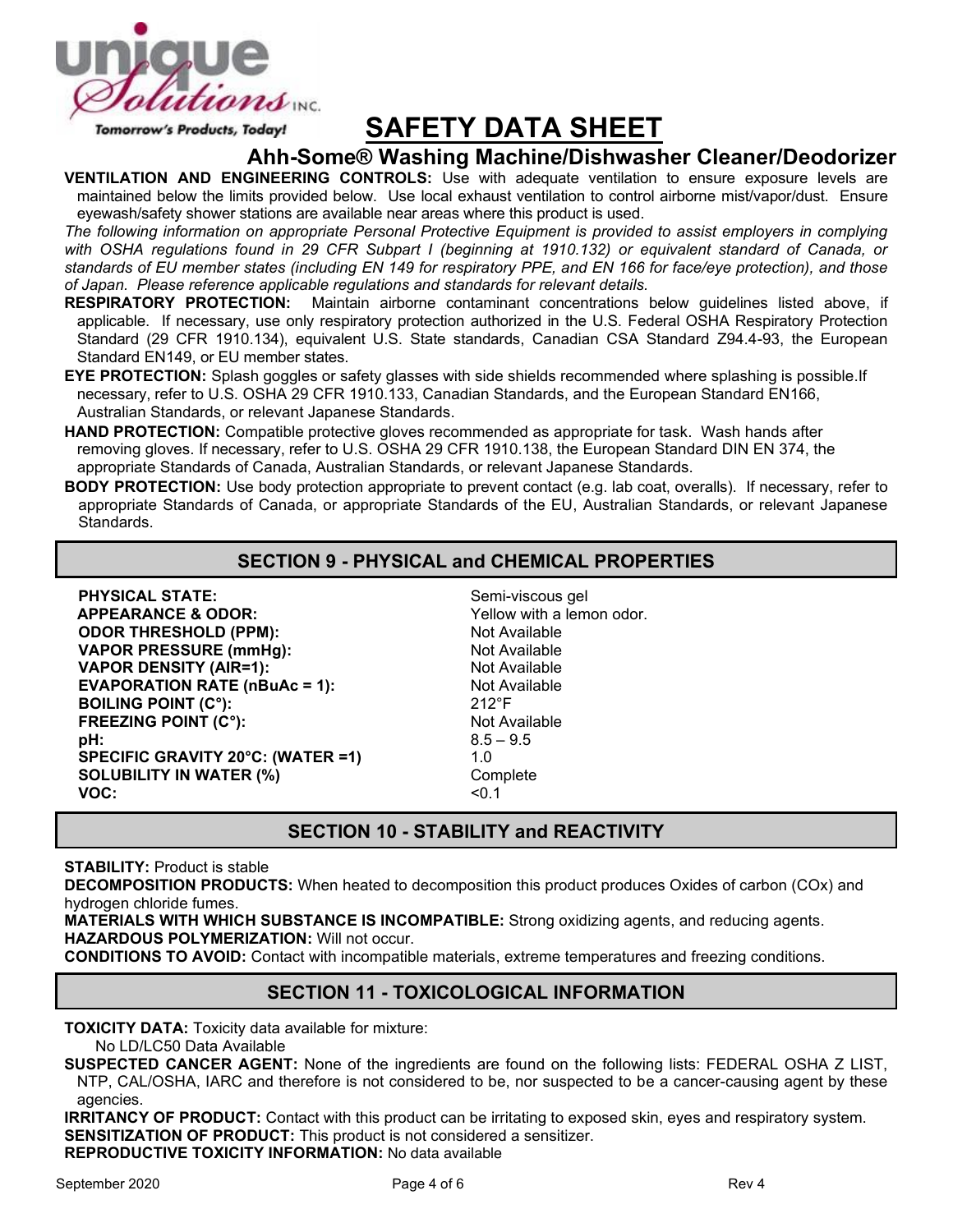# SAFETY DATA SHEET

## Ahh-Some® Washing Machine/Dishwasher Cleaner/Deodorizer

**VENTILATION AND ENGINEERING CONTROLS:** Use with adequate ventilation to ensure exposure levels are maintained below the limits provided below. Use local exhaust ventilation to control airborne mist/vapor/dust. Ensure eyewash/safety shower stations are available near areas where this product is used.

*The following information on appropriate Personal Protective Equipment is provided to assist employers in complying with OSHA regulations found in 29 CFR Subpart I (beginning at 1910.132) or equivalent standard of Canada, or standards of EU member states (including EN 149 for respiratory PPE, and EN 166 for face/eye protection), and those of Japan. Please reference applicable regulations and standards for relevant details.*

**RESPIRATORY PROTECTION:** Maintain airborne contaminant concentrations below guidelines listed above, if applicable. If necessary, use only respiratory protection authorized in the U.S. Federal OSHA Respiratory Protection Standard (29 CFR 1910.134), equivalent U.S. State standards, Canadian CSA Standard Z94.4-93, the European Standard EN149, or EU member states.

**EYE PROTECTION:** Splash goggles or safety glasses with side shields recommended where splashing is possible.If necessary, refer to U.S. OSHA 29 CFR 1910.133, Canadian Standards, and the European Standard EN166, Australian Standards, or relevant Japanese Standards.

**HAND PROTECTION:** Compatible protective gloves recommended as appropriate for task. Wash hands after removing gloves. If necessary, refer to U.S. OSHA 29 CFR 1910.138, the European Standard DIN EN 374, the appropriate Standards of Canada, Australian Standards, or relevant Japanese Standards.

**BODY PROTECTION:** Use body protection appropriate to prevent contact (e.g. lab coat, overalls). If necessary, refer to appropriate Standards of Canada, or appropriate Standards of the EU, Australian Standards, or relevant Japanese Standards.

## SECTION 9 - PHYSICAL and CHEMICAL PROPERTIES

| | |
|---|---|
| **PHYSICAL STATE:** | Semi-viscous gel |
| **APPEARANCE & ODOR:** | Yellow with a lemon odor. |
| **ODOR THRESHOLD (PPM):** | Not Available |
| **VAPOR PRESSURE (mmHg):** | Not Available |
| **VAPOR DENSITY (AIR=1):** | Not Available |
| **EVAPORATION RATE (nBuAc = 1):** | Not Available |
| **BOILING POINT (C°):** | 212°F |
| **FREEZING POINT (C°):** | Not Available |
| **pH:** | 8.5 – 9.5 |
| **SPECIFIC GRAVITY 20°C: (WATER =1)** | 1.0 |
| **SOLUBILITY IN WATER (%)** | Complete |
| **VOC:** | <0.1 |

## SECTION 10 - STABILITY and REACTIVITY

**STABILITY:** Product is stable

**DECOMPOSITION PRODUCTS:** When heated to decomposition this product produces Oxides of carbon (COx) and hydrogen chloride fumes.

**MATERIALS WITH WHICH SUBSTANCE IS INCOMPATIBLE:** Strong oxidizing agents, and reducing agents.

**HAZARDOUS POLYMERIZATION:** Will not occur.

**CONDITIONS TO AVOID:** Contact with incompatible materials, extreme temperatures and freezing conditions.

## SECTION 11 - TOXICOLOGICAL INFORMATION

**TOXICITY DATA:** Toxicity data available for mixture:

No LD/LC50 Data Available

**SUSPECTED CANCER AGENT:** None of the ingredients are found on the following lists: FEDERAL OSHA Z LIST, NTP, CAL/OSHA, IARC and therefore is not considered to be, nor suspected to be a cancer-causing agent by these agencies.

**IRRITANCY OF PRODUCT:** Contact with this product can be irritating to exposed skin, eyes and respiratory system.

**SENSITIZATION OF PRODUCT:** This product is not considered a sensitizer.

**REPRODUCTIVE TOXICITY INFORMATION:** No data available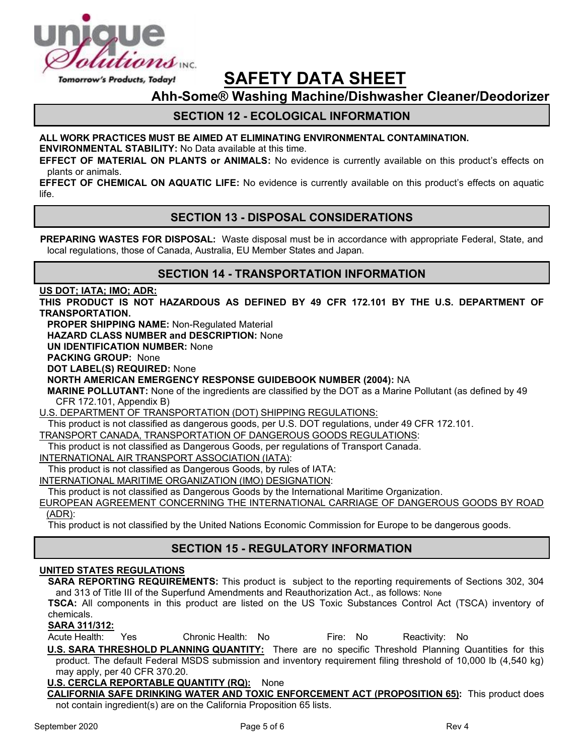# SAFETY DATA SHEET

## Ahh-Some® Washing Machine/Dishwasher Cleaner/Deodorizer

## SECTION 12 - ECOLOGICAL INFORMATION

**ALL WORK PRACTICES MUST BE AIMED AT ELIMINATING ENVIRONMENTAL CONTAMINATION.**

**ENVIRONMENTAL STABILITY:** No Data available at this time.

**EFFECT OF MATERIAL ON PLANTS or ANIMALS:** No evidence is currently available on this product's effects on plants or animals.

**EFFECT OF CHEMICAL ON AQUATIC LIFE:** No evidence is currently available on this product's effects on aquatic life.

## SECTION 13 - DISPOSAL CONSIDERATIONS

**PREPARING WASTES FOR DISPOSAL:** Waste disposal must be in accordance with appropriate Federal, State, and local regulations, those of Canada, Australia, EU Member States and Japan.

## SECTION 14 - TRANSPORTATION INFORMATION

**US DOT; IATA; IMO; ADR:**

**THIS PRODUCT IS NOT HAZARDOUS AS DEFINED BY 49 CFR 172.101 BY THE U.S. DEPARTMENT OF TRANSPORTATION.**

**PROPER SHIPPING NAME:** Non-Regulated Material

**HAZARD CLASS NUMBER and DESCRIPTION:** None

**UN IDENTIFICATION NUMBER:** None

**PACKING GROUP:** None

**DOT LABEL(S) REQUIRED:** None

**NORTH AMERICAN EMERGENCY RESPONSE GUIDEBOOK NUMBER (2004):** NA

**MARINE POLLUTANT:** None of the ingredients are classified by the DOT as a Marine Pollutant (as defined by 49 CFR 172.101, Appendix B)

U.S. DEPARTMENT OF TRANSPORTATION (DOT) SHIPPING REGULATIONS:

This product is not classified as dangerous goods, per U.S. DOT regulations, under 49 CFR 172.101.

TRANSPORT CANADA, TRANSPORTATION OF DANGEROUS GOODS REGULATIONS:

This product is not classified as Dangerous Goods, per regulations of Transport Canada.

INTERNATIONAL AIR TRANSPORT ASSOCIATION (IATA):

This product is not classified as Dangerous Goods, by rules of IATA:

INTERNATIONAL MARITIME ORGANIZATION (IMO) DESIGNATION:

This product is not classified as Dangerous Goods by the International Maritime Organization.

EUROPEAN AGREEMENT CONCERNING THE INTERNATIONAL CARRIAGE OF DANGEROUS GOODS BY ROAD (ADR):

This product is not classified by the United Nations Economic Commission for Europe to be dangerous goods.

## SECTION 15 - REGULATORY INFORMATION

**UNITED STATES REGULATIONS**

**SARA REPORTING REQUIREMENTS:** This product is subject to the reporting requirements of Sections 302, 304 and 313 of Title III of the Superfund Amendments and Reauthorization Act., as follows: None

**TSCA:** All components in this product are listed on the US Toxic Substances Control Act (TSCA) inventory of chemicals.

**SARA 311/312:**

Acute Health: Yes    Chronic Health: No    Fire: No    Reactivity: No

**U.S. SARA THRESHOLD PLANNING QUANTITY:** There are no specific Threshold Planning Quantities for this product. The default Federal MSDS submission and inventory requirement filing threshold of 10,000 lb (4,540 kg) may apply, per 40 CFR 370.20.

**U.S. CERCLA REPORTABLE QUANTITY (RQ):** None

**CALIFORNIA SAFE DRINKING WATER AND TOXIC ENFORCEMENT ACT (PROPOSITION 65):** This product does not contain ingredient(s) are on the California Proposition 65 lists.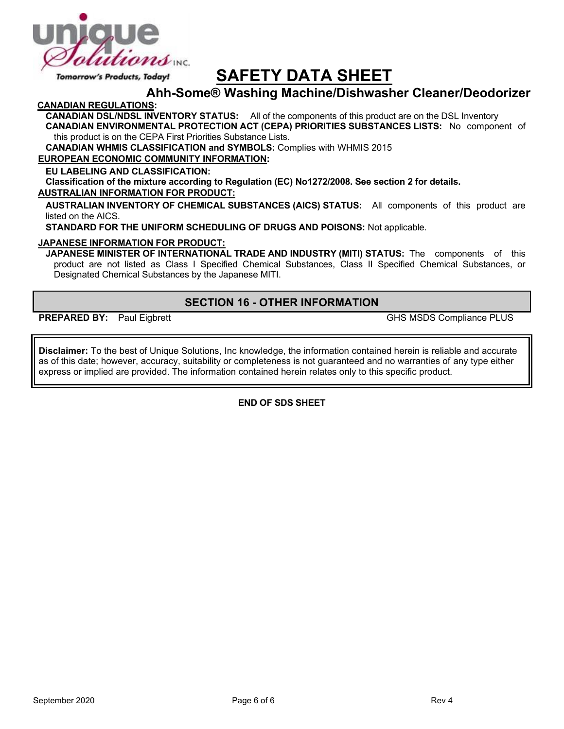# SAFETY DATA SHEET

## Ahh-Some® Washing Machine/Dishwasher Cleaner/Deodorizer

**CANADIAN REGULATIONS:**

**CANADIAN DSL/NDSL INVENTORY STATUS:** All of the components of this product are on the DSL Inventory

**CANADIAN ENVIRONMENTAL PROTECTION ACT (CEPA) PRIORITIES SUBSTANCES LISTS:** No component of this product is on the CEPA First Priorities Substance Lists.

**CANADIAN WHMIS CLASSIFICATION and SYMBOLS:** Complies with WHMIS 2015

**EUROPEAN ECONOMIC COMMUNITY INFORMATION:**

**EU LABELING AND CLASSIFICATION:**

**Classification of the mixture according to Regulation (EC) No1272/2008. See section 2 for details.**

**AUSTRALIAN INFORMATION FOR PRODUCT:**

**AUSTRALIAN INVENTORY OF CHEMICAL SUBSTANCES (AICS) STATUS:** All components of this product are listed on the AICS.

**STANDARD FOR THE UNIFORM SCHEDULING OF DRUGS AND POISONS:** Not applicable.

**JAPANESE INFORMATION FOR PRODUCT:**

**JAPANESE MINISTER OF INTERNATIONAL TRADE AND INDUSTRY (MITI) STATUS:** The components of this product are not listed as Class I Specified Chemical Substances, Class II Specified Chemical Substances, or Designated Chemical Substances by the Japanese MITI.

## SECTION 16 - OTHER INFORMATION

**PREPARED BY:** Paul Eigbrett GHS MSDS Compliance PLUS

**Disclaimer:** To the best of Unique Solutions, Inc knowledge, the information contained herein is reliable and accurate as of this date; however, accuracy, suitability or completeness is not guaranteed and no warranties of any type either express or implied are provided. The information contained herein relates only to this specific product.

**END OF SDS SHEET**